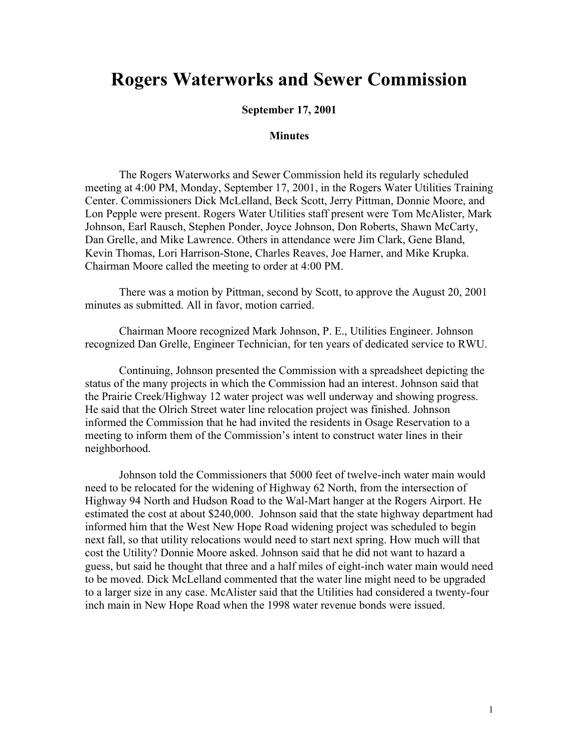# Rogers Waterworks and Sewer Commission

**September 17, 2001**

**Minutes**

The Rogers Waterworks and Sewer Commission held its regularly scheduled meeting at 4:00 PM, Monday, September 17, 2001, in the Rogers Water Utilities Training Center. Commissioners Dick McLelland, Beck Scott, Jerry Pittman, Donnie Moore, and Lon Pepple were present. Rogers Water Utilities staff present were Tom McAlister, Mark Johnson, Earl Rausch, Stephen Ponder, Joyce Johnson, Don Roberts, Shawn McCarty, Dan Grelle, and Mike Lawrence. Others in attendance were Jim Clark, Gene Bland, Kevin Thomas, Lori Harrison-Stone, Charles Reaves, Joe Harner, and Mike Krupka. Chairman Moore called the meeting to order at 4:00 PM.

There was a motion by Pittman, second by Scott, to approve the August 20, 2001 minutes as submitted. All in favor, motion carried.

Chairman Moore recognized Mark Johnson, P. E., Utilities Engineer. Johnson recognized Dan Grelle, Engineer Technician, for ten years of dedicated service to RWU.

Continuing, Johnson presented the Commission with a spreadsheet depicting the status of the many projects in which the Commission had an interest. Johnson said that the Prairie Creek/Highway 12 water project was well underway and showing progress. He said that the Olrich Street water line relocation project was finished. Johnson informed the Commission that he had invited the residents in Osage Reservation to a meeting to inform them of the Commission's intent to construct water lines in their neighborhood.

Johnson told the Commissioners that 5000 feet of twelve-inch water main would need to be relocated for the widening of Highway 62 North, from the intersection of Highway 94 North and Hudson Road to the Wal-Mart hanger at the Rogers Airport. He estimated the cost at about $240,000. Johnson said that the state highway department had informed him that the West New Hope Road widening project was scheduled to begin next fall, so that utility relocations would need to start next spring. How much will that cost the Utility? Donnie Moore asked. Johnson said that he did not want to hazard a guess, but said he thought that three and a half miles of eight-inch water main would need to be moved. Dick McLelland commented that the water line might need to be upgraded to a larger size in any case. McAlister said that the Utilities had considered a twenty-four inch main in New Hope Road when the 1998 water revenue bonds were issued.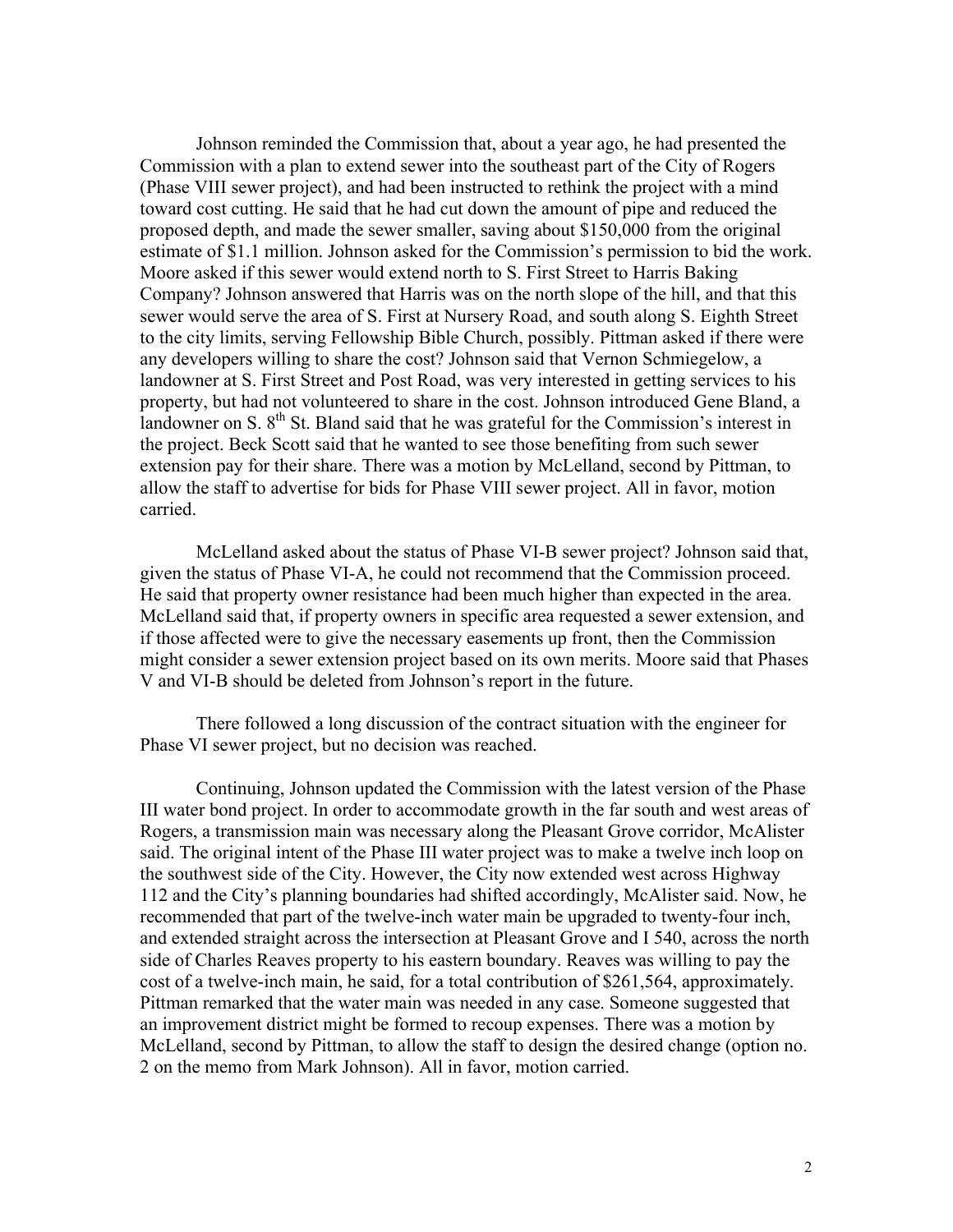Johnson reminded the Commission that, about a year ago, he had presented the Commission with a plan to extend sewer into the southeast part of the City of Rogers (Phase VIII sewer project), and had been instructed to rethink the project with a mind toward cost cutting. He said that he had cut down the amount of pipe and reduced the proposed depth, and made the sewer smaller, saving about $150,000 from the original estimate of $1.1 million. Johnson asked for the Commission's permission to bid the work. Moore asked if this sewer would extend north to S. First Street to Harris Baking Company? Johnson answered that Harris was on the north slope of the hill, and that this sewer would serve the area of S. First at Nursery Road, and south along S. Eighth Street to the city limits, serving Fellowship Bible Church, possibly. Pittman asked if there were any developers willing to share the cost? Johnson said that Vernon Schmiegelow, a landowner at S. First Street and Post Road, was very interested in getting services to his property, but had not volunteered to share in the cost. Johnson introduced Gene Bland, a landowner on S. 8th St. Bland said that he was grateful for the Commission's interest in the project. Beck Scott said that he wanted to see those benefiting from such sewer extension pay for their share. There was a motion by McLelland, second by Pittman, to allow the staff to advertise for bids for Phase VIII sewer project. All in favor, motion carried.

McLelland asked about the status of Phase VI-B sewer project? Johnson said that, given the status of Phase VI-A, he could not recommend that the Commission proceed. He said that property owner resistance had been much higher than expected in the area. McLelland said that, if property owners in specific area requested a sewer extension, and if those affected were to give the necessary easements up front, then the Commission might consider a sewer extension project based on its own merits. Moore said that Phases V and VI-B should be deleted from Johnson's report in the future.

There followed a long discussion of the contract situation with the engineer for Phase VI sewer project, but no decision was reached.

Continuing, Johnson updated the Commission with the latest version of the Phase III water bond project. In order to accommodate growth in the far south and west areas of Rogers, a transmission main was necessary along the Pleasant Grove corridor, McAlister said. The original intent of the Phase III water project was to make a twelve inch loop on the southwest side of the City. However, the City now extended west across Highway 112 and the City's planning boundaries had shifted accordingly, McAlister said. Now, he recommended that part of the twelve-inch water main be upgraded to twenty-four inch, and extended straight across the intersection at Pleasant Grove and I 540, across the north side of Charles Reaves property to his eastern boundary. Reaves was willing to pay the cost of a twelve-inch main, he said, for a total contribution of $261,564, approximately. Pittman remarked that the water main was needed in any case. Someone suggested that an improvement district might be formed to recoup expenses. There was a motion by McLelland, second by Pittman, to allow the staff to design the desired change (option no. 2 on the memo from Mark Johnson). All in favor, motion carried.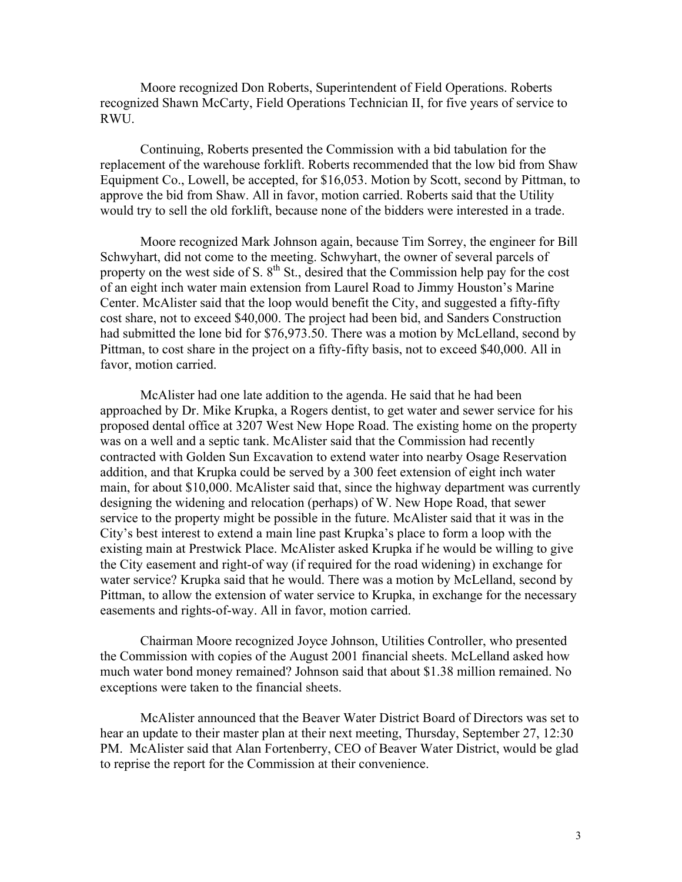Moore recognized Don Roberts, Superintendent of Field Operations. Roberts recognized Shawn McCarty, Field Operations Technician II, for five years of service to RWU.

Continuing, Roberts presented the Commission with a bid tabulation for the replacement of the warehouse forklift. Roberts recommended that the low bid from Shaw Equipment Co., Lowell, be accepted, for $16,053. Motion by Scott, second by Pittman, to approve the bid from Shaw. All in favor, motion carried. Roberts said that the Utility would try to sell the old forklift, because none of the bidders were interested in a trade.

Moore recognized Mark Johnson again, because Tim Sorrey, the engineer for Bill Schwyhart, did not come to the meeting. Schwyhart, the owner of several parcels of property on the west side of S. 8th St., desired that the Commission help pay for the cost of an eight inch water main extension from Laurel Road to Jimmy Houston's Marine Center. McAlister said that the loop would benefit the City, and suggested a fifty-fifty cost share, not to exceed $40,000. The project had been bid, and Sanders Construction had submitted the lone bid for $76,973.50. There was a motion by McLelland, second by Pittman, to cost share in the project on a fifty-fifty basis, not to exceed $40,000. All in favor, motion carried.

McAlister had one late addition to the agenda. He said that he had been approached by Dr. Mike Krupka, a Rogers dentist, to get water and sewer service for his proposed dental office at 3207 West New Hope Road. The existing home on the property was on a well and a septic tank. McAlister said that the Commission had recently contracted with Golden Sun Excavation to extend water into nearby Osage Reservation addition, and that Krupka could be served by a 300 feet extension of eight inch water main, for about $10,000. McAlister said that, since the highway department was currently designing the widening and relocation (perhaps) of W. New Hope Road, that sewer service to the property might be possible in the future. McAlister said that it was in the City's best interest to extend a main line past Krupka's place to form a loop with the existing main at Prestwick Place. McAlister asked Krupka if he would be willing to give the City easement and right-of way (if required for the road widening) in exchange for water service? Krupka said that he would. There was a motion by McLelland, second by Pittman, to allow the extension of water service to Krupka, in exchange for the necessary easements and rights-of-way. All in favor, motion carried.

Chairman Moore recognized Joyce Johnson, Utilities Controller, who presented the Commission with copies of the August 2001 financial sheets. McLelland asked how much water bond money remained? Johnson said that about $1.38 million remained. No exceptions were taken to the financial sheets.

McAlister announced that the Beaver Water District Board of Directors was set to hear an update to their master plan at their next meeting, Thursday, September 27, 12:30 PM. McAlister said that Alan Fortenberry, CEO of Beaver Water District, would be glad to reprise the report for the Commission at their convenience.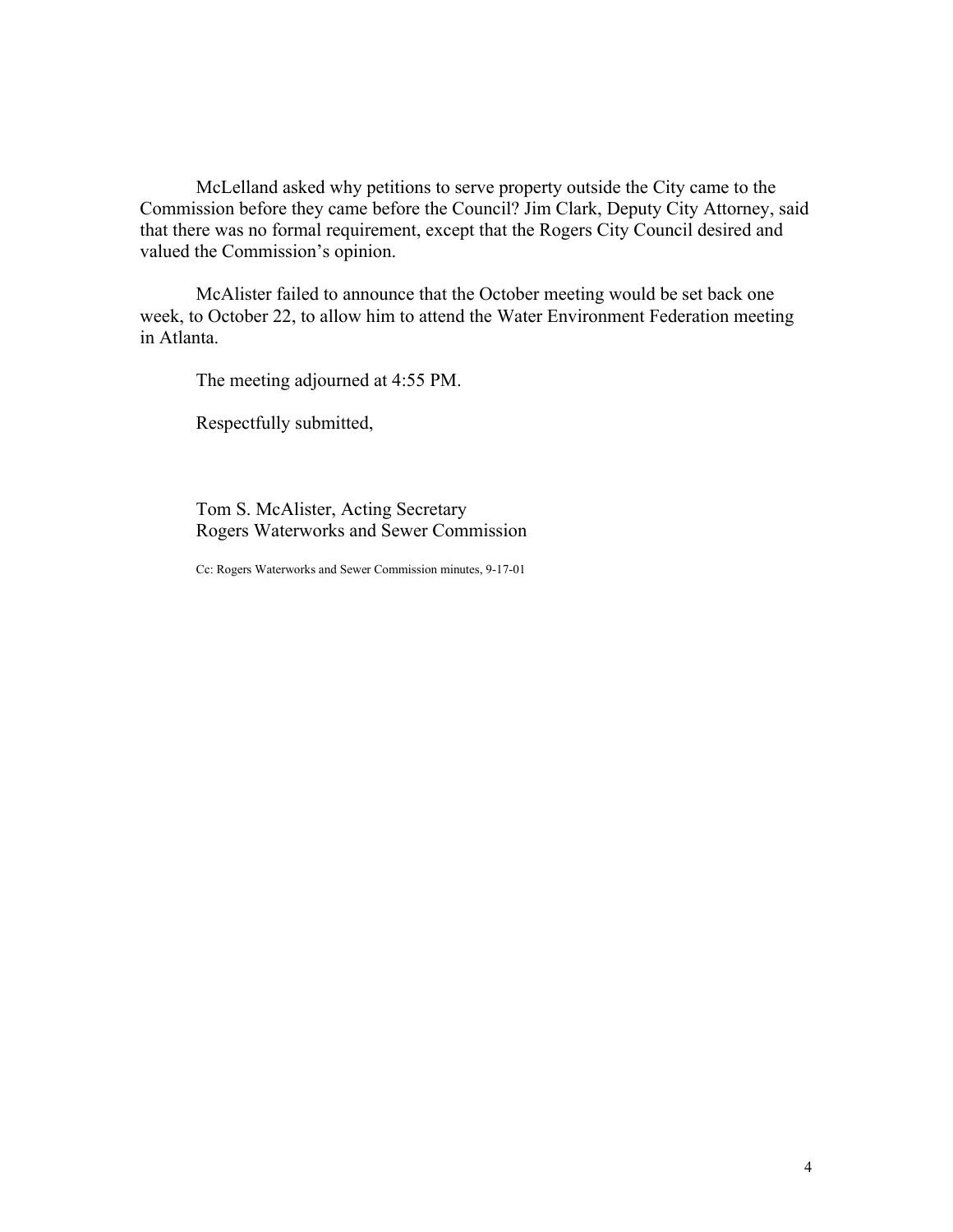McLelland asked why petitions to serve property outside the City came to the Commission before they came before the Council? Jim Clark, Deputy City Attorney, said that there was no formal requirement, except that the Rogers City Council desired and valued the Commission's opinion.

McAlister failed to announce that the October meeting would be set back one week, to October 22, to allow him to attend the Water Environment Federation meeting in Atlanta.

The meeting adjourned at 4:55 PM.

Respectfully submitted,

Tom S. McAlister, Acting Secretary
Rogers Waterworks and Sewer Commission

Cc: Rogers Waterworks and Sewer Commission minutes, 9-17-01